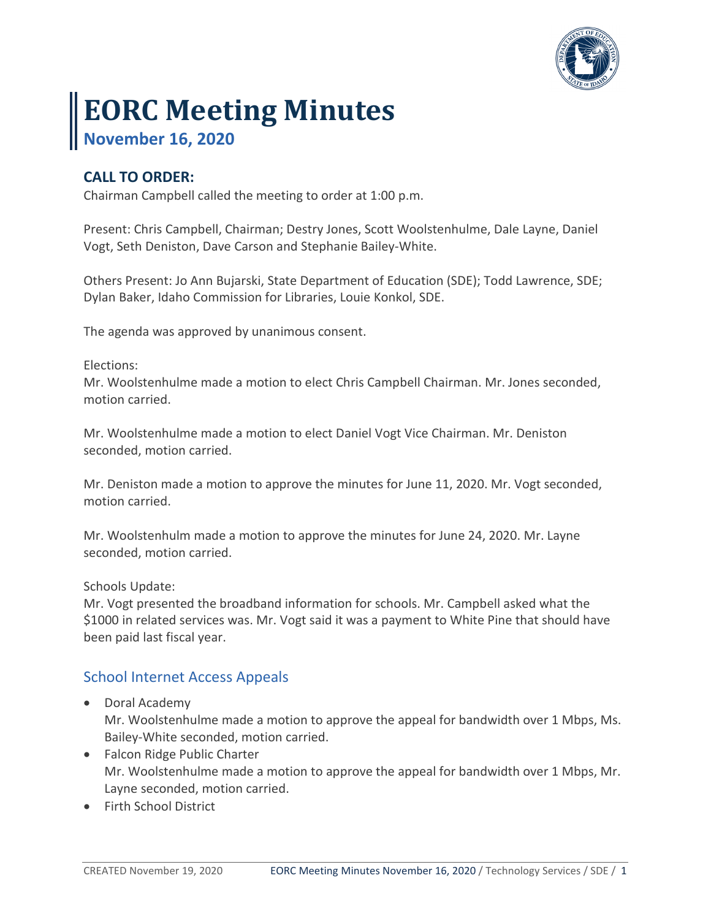# EORC Meeting Minutes

## November 16, 2020

### CALL TO ORDER:

Chairman Campbell called the meeting to order at 1:00 p.m.

Present: Chris Campbell, Chairman; Destry Jones, Scott Woolstenhulme, Dale Layne, Daniel Vogt, Seth Deniston, Dave Carson and Stephanie Bailey-White.

Others Present: Jo Ann Bujarski, State Department of Education (SDE); Todd Lawrence, SDE; Dylan Baker, Idaho Commission for Libraries, Louie Konkol, SDE.

The agenda was approved by unanimous consent.

Elections:
Mr. Woolstenhulme made a motion to elect Chris Campbell Chairman. Mr. Jones seconded, motion carried.

Mr. Woolstenhulme made a motion to elect Daniel Vogt Vice Chairman. Mr. Deniston seconded, motion carried.

Mr. Deniston made a motion to approve the minutes for June 11, 2020. Mr. Vogt seconded, motion carried.

Mr. Woolstenhulm made a motion to approve the minutes for June 24, 2020. Mr. Layne seconded, motion carried.

Schools Update:
Mr. Vogt presented the broadband information for schools. Mr. Campbell asked what the $1000 in related services was. Mr. Vogt said it was a payment to White Pine that should have been paid last fiscal year.

### School Internet Access Appeals

- Doral Academy
  Mr. Woolstenhulme made a motion to approve the appeal for bandwidth over 1 Mbps, Ms. Bailey-White seconded, motion carried.
- Falcon Ridge Public Charter
  Mr. Woolstenhulme made a motion to approve the appeal for bandwidth over 1 Mbps, Mr. Layne seconded, motion carried.
- Firth School District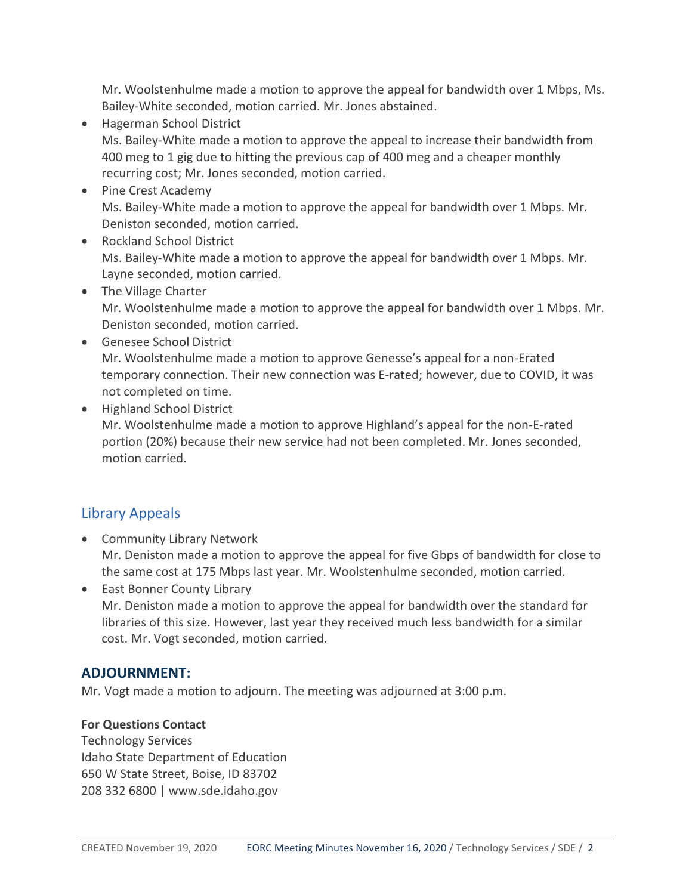Mr. Woolstenhulme made a motion to approve the appeal for bandwidth over 1 Mbps, Ms. Bailey-White seconded, motion carried. Mr. Jones abstained.

- Hagerman School District
  Ms. Bailey-White made a motion to approve the appeal to increase their bandwidth from 400 meg to 1 gig due to hitting the previous cap of 400 meg and a cheaper monthly recurring cost; Mr. Jones seconded, motion carried.
- Pine Crest Academy
  Ms. Bailey-White made a motion to approve the appeal for bandwidth over 1 Mbps. Mr. Deniston seconded, motion carried.
- Rockland School District
  Ms. Bailey-White made a motion to approve the appeal for bandwidth over 1 Mbps. Mr. Layne seconded, motion carried.
- The Village Charter
  Mr. Woolstenhulme made a motion to approve the appeal for bandwidth over 1 Mbps. Mr. Deniston seconded, motion carried.
- Genesee School District
  Mr. Woolstenhulme made a motion to approve Genesse's appeal for a non-Erated temporary connection. Their new connection was E-rated; however, due to COVID, it was not completed on time.
- Highland School District
  Mr. Woolstenhulme made a motion to approve Highland's appeal for the non-E-rated portion (20%) because their new service had not been completed. Mr. Jones seconded, motion carried.

## Library Appeals

- Community Library Network
  Mr. Deniston made a motion to approve the appeal for five Gbps of bandwidth for close to the same cost at 175 Mbps last year. Mr. Woolstenhulme seconded, motion carried.
- East Bonner County Library
  Mr. Deniston made a motion to approve the appeal for bandwidth over the standard for libraries of this size. However, last year they received much less bandwidth for a similar cost. Mr. Vogt seconded, motion carried.

## ADJOURNMENT:

Mr. Vogt made a motion to adjourn. The meeting was adjourned at 3:00 p.m.

**For Questions Contact**
Technology Services
Idaho State Department of Education
650 W State Street, Boise, ID 83702
208 332 6800 | www.sde.idaho.gov